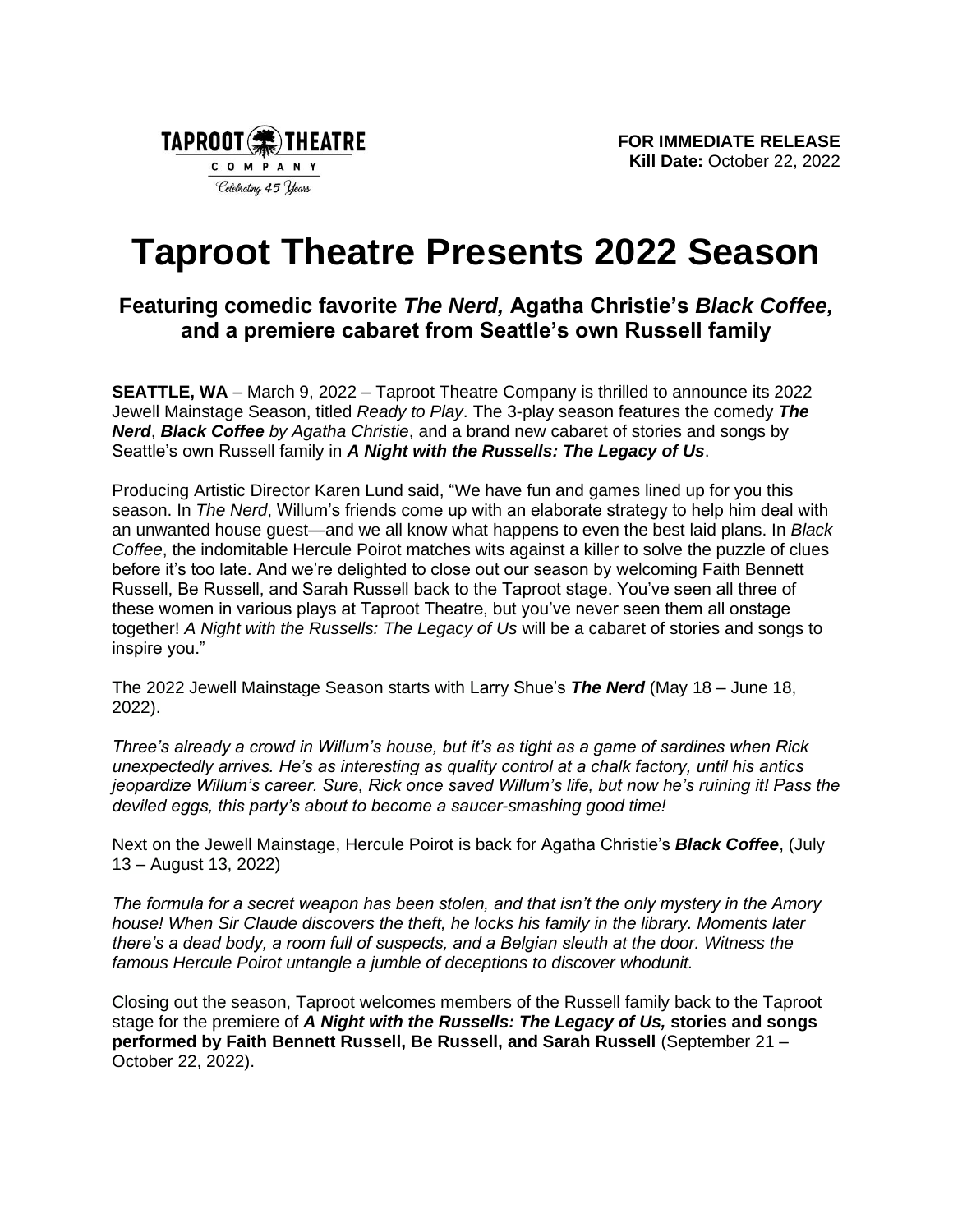TAPROOT THEATRE COMPANY
Celebrating 45 Years

**FOR IMMEDIATE RELEASE**
**Kill Date:** October 22, 2022

# Taproot Theatre Presents 2022 Season

## Featuring comedic favorite *The Nerd,* Agatha Christie's *Black Coffee,* and a premiere cabaret from Seattle's own Russell family

**SEATTLE, WA** – March 9, 2022 – Taproot Theatre Company is thrilled to announce its 2022 Jewell Mainstage Season, titled *Ready to Play*. The 3-play season features the comedy ***The Nerd***, ***Black Coffee*** *by Agatha Christie*, and a brand new cabaret of stories and songs by Seattle's own Russell family in ***A Night with the Russells: The Legacy of Us***.

Producing Artistic Director Karen Lund said, "We have fun and games lined up for you this season. In *The Nerd*, Willum's friends come up with an elaborate strategy to help him deal with an unwanted house guest—and we all know what happens to even the best laid plans. In *Black Coffee*, the indomitable Hercule Poirot matches wits against a killer to solve the puzzle of clues before it's too late. And we're delighted to close out our season by welcoming Faith Bennett Russell, Be Russell, and Sarah Russell back to the Taproot stage. You've seen all three of these women in various plays at Taproot Theatre, but you've never seen them all onstage together! *A Night with the Russells: The Legacy of Us* will be a cabaret of stories and songs to inspire you."

The 2022 Jewell Mainstage Season starts with Larry Shue's ***The Nerd*** (May 18 – June 18, 2022).

*Three's already a crowd in Willum's house, but it's as tight as a game of sardines when Rick unexpectedly arrives. He's as interesting as quality control at a chalk factory, until his antics jeopardize Willum's career. Sure, Rick once saved Willum's life, but now he's ruining it! Pass the deviled eggs, this party's about to become a saucer-smashing good time!*

Next on the Jewell Mainstage, Hercule Poirot is back for Agatha Christie's ***Black Coffee***, (July 13 – August 13, 2022)

*The formula for a secret weapon has been stolen, and that isn't the only mystery in the Amory house! When Sir Claude discovers the theft, he locks his family in the library. Moments later there's a dead body, a room full of suspects, and a Belgian sleuth at the door. Witness the famous Hercule Poirot untangle a jumble of deceptions to discover whodunit.*

Closing out the season, Taproot welcomes members of the Russell family back to the Taproot stage for the premiere of ***A Night with the Russells: The Legacy of Us,*** **stories and songs performed by Faith Bennett Russell, Be Russell, and Sarah Russell** (September 21 – October 22, 2022).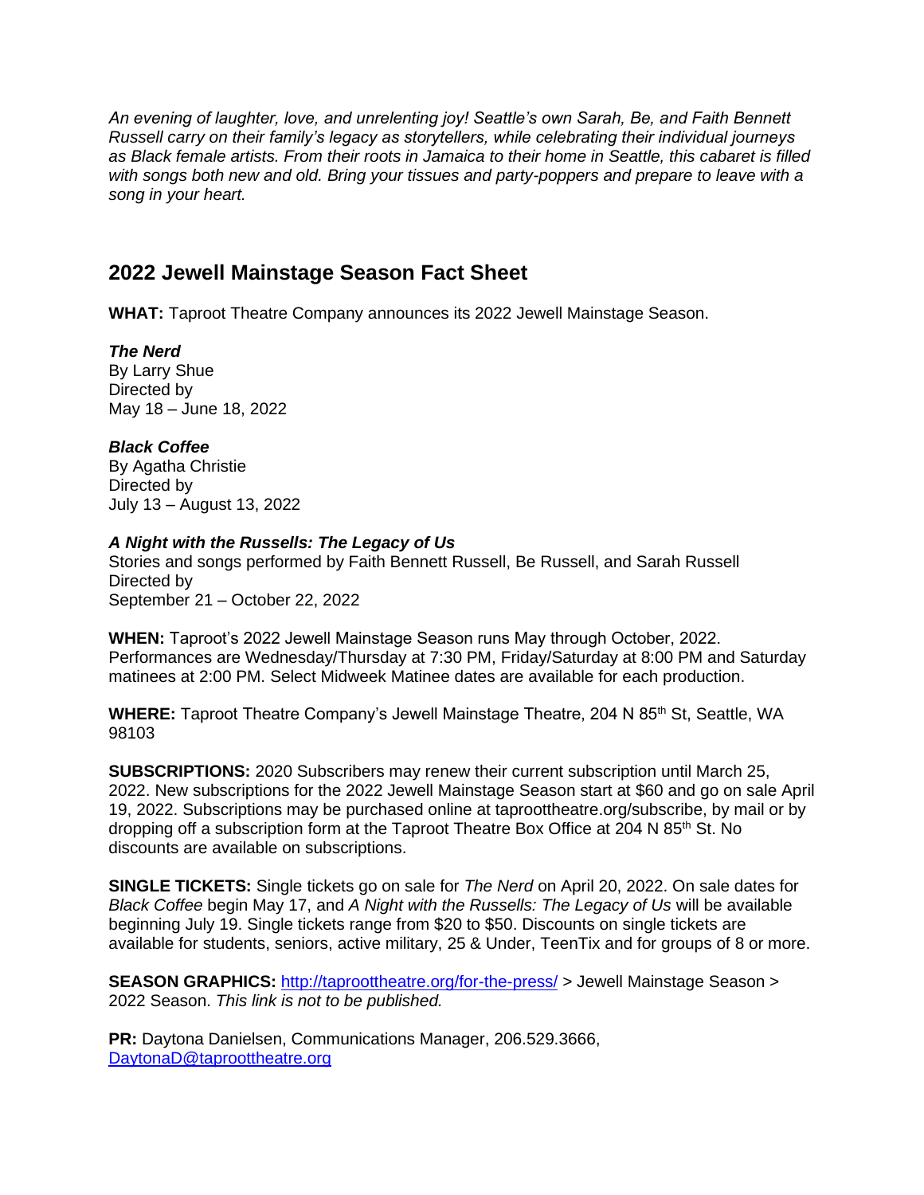*An evening of laughter, love, and unrelenting joy! Seattle's own Sarah, Be, and Faith Bennett Russell carry on their family's legacy as storytellers, while celebrating their individual journeys as Black female artists. From their roots in Jamaica to their home in Seattle, this cabaret is filled with songs both new and old. Bring your tissues and party-poppers and prepare to leave with a song in your heart.*

## 2022 Jewell Mainstage Season Fact Sheet

**WHAT:** Taproot Theatre Company announces its 2022 Jewell Mainstage Season.

***The Nerd***
By Larry Shue
Directed by
May 18 – June 18, 2022

***Black Coffee***
By Agatha Christie
Directed by
July 13 – August 13, 2022

***A Night with the Russells: The Legacy of Us***
Stories and songs performed by Faith Bennett Russell, Be Russell, and Sarah Russell
Directed by
September 21 – October 22, 2022

**WHEN:** Taproot's 2022 Jewell Mainstage Season runs May through October, 2022. Performances are Wednesday/Thursday at 7:30 PM, Friday/Saturday at 8:00 PM and Saturday matinees at 2:00 PM. Select Midweek Matinee dates are available for each production.

**WHERE:** Taproot Theatre Company's Jewell Mainstage Theatre, 204 N 85th St, Seattle, WA 98103

**SUBSCRIPTIONS:** 2020 Subscribers may renew their current subscription until March 25, 2022. New subscriptions for the 2022 Jewell Mainstage Season start at $60 and go on sale April 19, 2022. Subscriptions may be purchased online at taproottheatre.org/subscribe, by mail or by dropping off a subscription form at the Taproot Theatre Box Office at 204 N 85th St. No discounts are available on subscriptions.

**SINGLE TICKETS:** Single tickets go on sale for *The Nerd* on April 20, 2022. On sale dates for *Black Coffee* begin May 17, and *A Night with the Russells: The Legacy of Us* will be available beginning July 19. Single tickets range from $20 to $50. Discounts on single tickets are available for students, seniors, active military, 25 & Under, TeenTix and for groups of 8 or more.

**SEASON GRAPHICS:** http://taproottheatre.org/for-the-press/ > Jewell Mainstage Season > 2022 Season. *This link is not to be published.*

**PR:** Daytona Danielsen, Communications Manager, 206.529.3666, DaytonaD@taproottheatre.org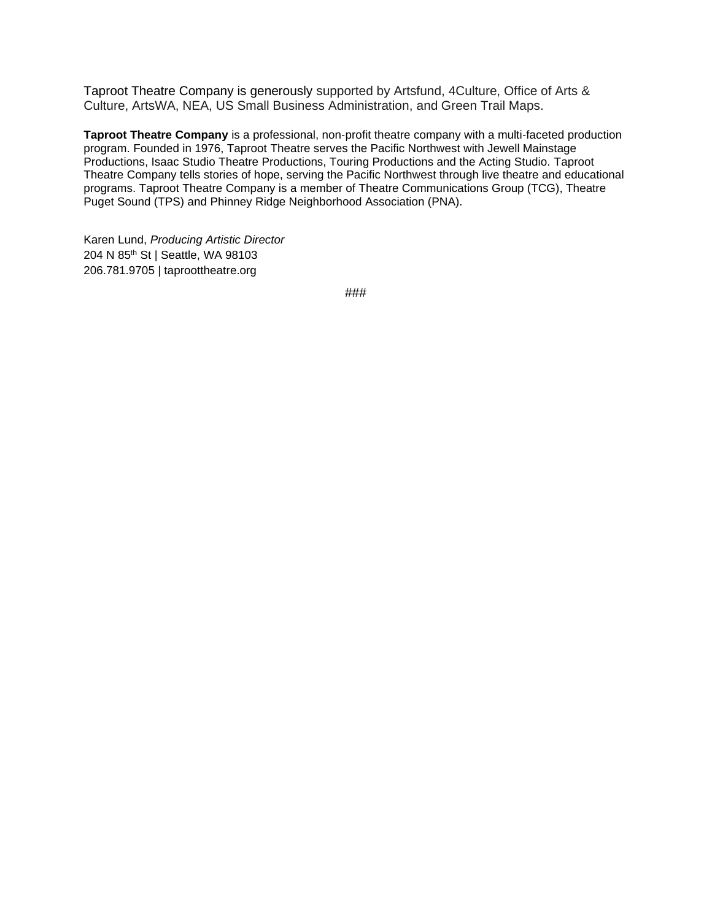Taproot Theatre Company is generously supported by Artsfund, 4Culture, Office of Arts & Culture, ArtsWA, NEA, US Small Business Administration, and Green Trail Maps.

**Taproot Theatre Company** is a professional, non-profit theatre company with a multi-faceted production program. Founded in 1976, Taproot Theatre serves the Pacific Northwest with Jewell Mainstage Productions, Isaac Studio Theatre Productions, Touring Productions and the Acting Studio. Taproot Theatre Company tells stories of hope, serving the Pacific Northwest through live theatre and educational programs. Taproot Theatre Company is a member of Theatre Communications Group (TCG), Theatre Puget Sound (TPS) and Phinney Ridge Neighborhood Association (PNA).

Karen Lund, *Producing Artistic Director*
204 N 85th St | Seattle, WA 98103
206.781.9705 | taproottheatre.org

###